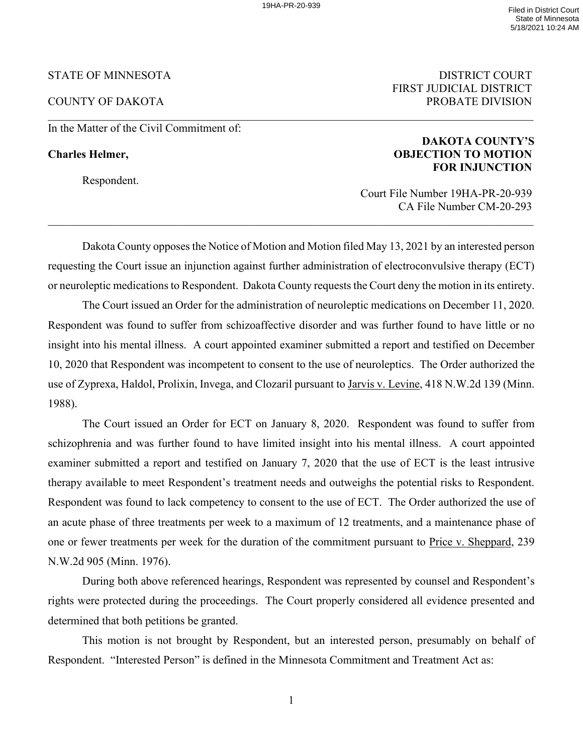STATE OF MINNESOTA — DISTRICT COURT, FIRST JUDICIAL DISTRICT

COUNTY OF DAKOTA — PROBATE DIVISION

---

In the Matter of the Civil Commitment of:

**Charles Helmer,**

Respondent.

**DAKOTA COUNTY'S OBJECTION TO MOTION FOR INJUNCTION**

Court File Number 19HA-PR-20-939
CA File Number CM-20-293

---

Dakota County opposes the Notice of Motion and Motion filed May 13, 2021 by an interested person requesting the Court issue an injunction against further administration of electroconvulsive therapy (ECT) or neuroleptic medications to Respondent. Dakota County requests the Court deny the motion in its entirety.

The Court issued an Order for the administration of neuroleptic medications on December 11, 2020. Respondent was found to suffer from schizoaffective disorder and was further found to have little or no insight into his mental illness. A court appointed examiner submitted a report and testified on December 10, 2020 that Respondent was incompetent to consent to the use of neuroleptics. The Order authorized the use of Zyprexa, Haldol, Prolixin, Invega, and Clozaril pursuant to Jarvis v. Levine, 418 N.W.2d 139 (Minn. 1988).

The Court issued an Order for ECT on January 8, 2020. Respondent was found to suffer from schizophrenia and was further found to have limited insight into his mental illness. A court appointed examiner submitted a report and testified on January 7, 2020 that the use of ECT is the least intrusive therapy available to meet Respondent's treatment needs and outweighs the potential risks to Respondent. Respondent was found to lack competency to consent to the use of ECT. The Order authorized the use of an acute phase of three treatments per week to a maximum of 12 treatments, and a maintenance phase of one or fewer treatments per week for the duration of the commitment pursuant to Price v. Sheppard, 239 N.W.2d 905 (Minn. 1976).

During both above referenced hearings, Respondent was represented by counsel and Respondent's rights were protected during the proceedings. The Court properly considered all evidence presented and determined that both petitions be granted.

This motion is not brought by Respondent, but an interested person, presumably on behalf of Respondent. "Interested Person" is defined in the Minnesota Commitment and Treatment Act as: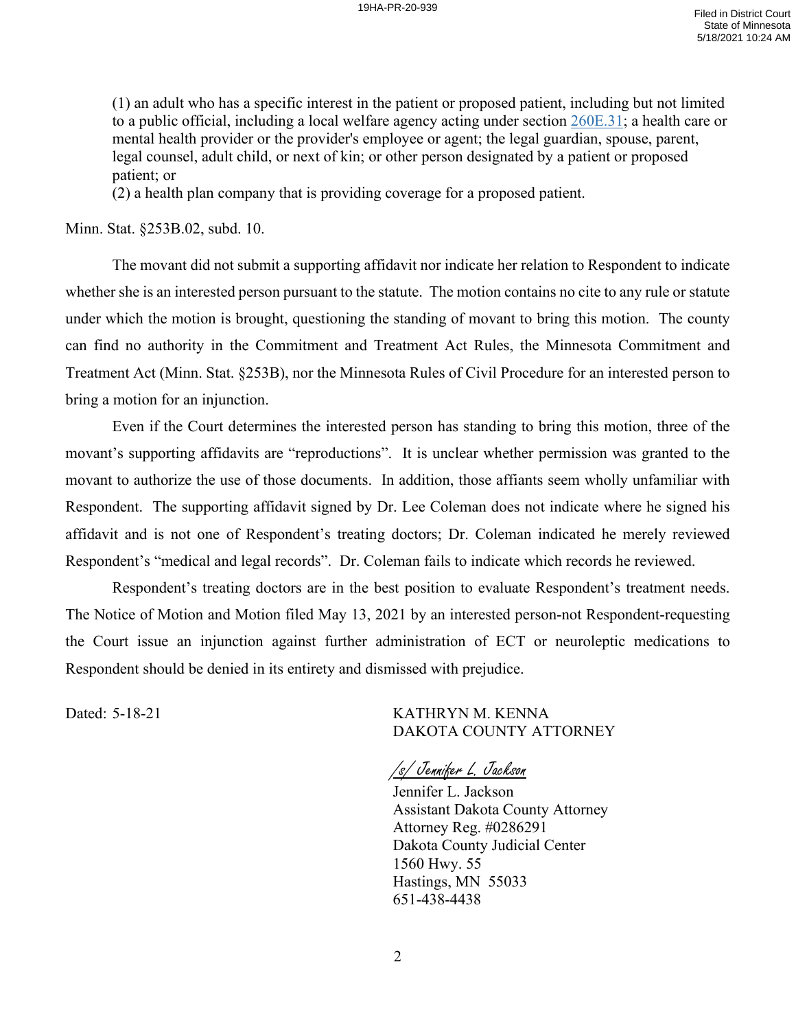(1) an adult who has a specific interest in the patient or proposed patient, including but not limited to a public official, including a local welfare agency acting under section 260E.31; a health care or mental health provider or the provider's employee or agent; the legal guardian, spouse, parent, legal counsel, adult child, or next of kin; or other person designated by a patient or proposed patient; or
(2) a health plan company that is providing coverage for a proposed patient.

Minn. Stat. §253B.02, subd. 10.

The movant did not submit a supporting affidavit nor indicate her relation to Respondent to indicate whether she is an interested person pursuant to the statute. The motion contains no cite to any rule or statute under which the motion is brought, questioning the standing of movant to bring this motion. The county can find no authority in the Commitment and Treatment Act Rules, the Minnesota Commitment and Treatment Act (Minn. Stat. §253B), nor the Minnesota Rules of Civil Procedure for an interested person to bring a motion for an injunction.

Even if the Court determines the interested person has standing to bring this motion, three of the movant's supporting affidavits are "reproductions". It is unclear whether permission was granted to the movant to authorize the use of those documents. In addition, those affiants seem wholly unfamiliar with Respondent. The supporting affidavit signed by Dr. Lee Coleman does not indicate where he signed his affidavit and is not one of Respondent's treating doctors; Dr. Coleman indicated he merely reviewed Respondent's "medical and legal records". Dr. Coleman fails to indicate which records he reviewed.

Respondent's treating doctors are in the best position to evaluate Respondent's treatment needs. The Notice of Motion and Motion filed May 13, 2021 by an interested person-not Respondent-requesting the Court issue an injunction against further administration of ECT or neuroleptic medications to Respondent should be denied in its entirety and dismissed with prejudice.

Dated: 5-18-21

KATHRYN M. KENNA
DAKOTA COUNTY ATTORNEY

/s/ Jennifer L. Jackson
Jennifer L. Jackson
Assistant Dakota County Attorney
Attorney Reg. #0286291
Dakota County Judicial Center
1560 Hwy. 55
Hastings, MN 55033
651-438-4438